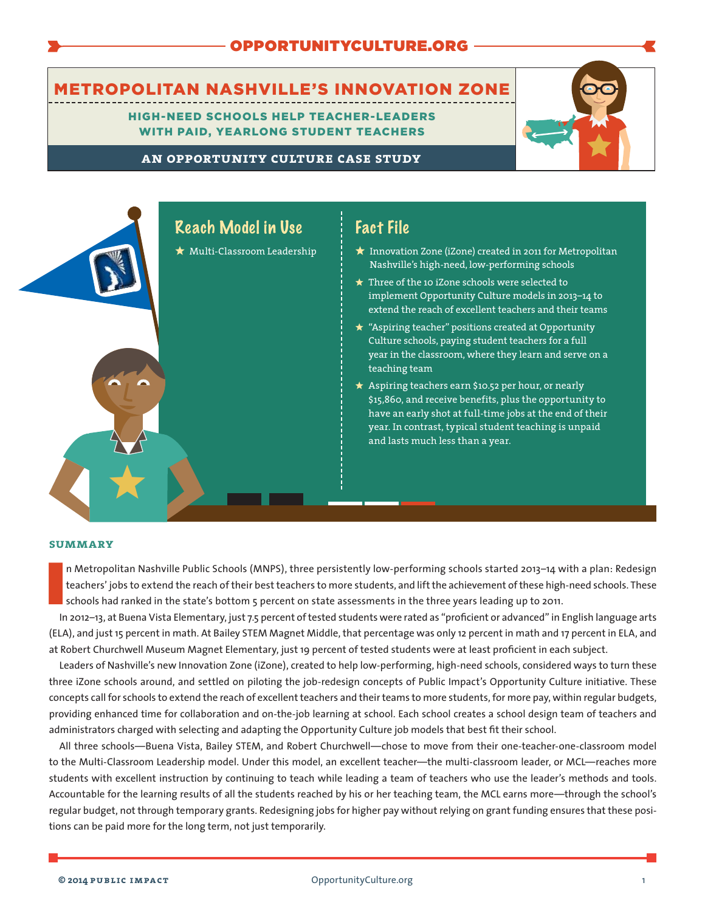# METROPOLITAN NASHVILLE'S INNOVATION ZONE

## HIGH-NEED SCHOOLS HELP TEACHER-LEADERS WITH PAID, YEARLONG STUDENT TEACHERS

### AN OPPORTUNITY CULTURE CASE STUDY

## Reach Model in Use

- Multi-Classroom Leadership

## Fact File

- Innovation Zone (iZone) created in 2011 for Metropolitan Nashville's high-need, low-performing schools
- Three of the 10 iZone schools were selected to implement Opportunity Culture models in 2013–14 to extend the reach of excellent teachers and their teams
- "Aspiring teacher" positions created at Opportunity Culture schools, paying student teachers for a full year in the classroom, where they learn and serve on a teaching team
- Aspiring teachers earn $10.52 per hour, or nearly $15,860, and receive benefits, plus the opportunity to have an early shot at full-time jobs at the end of their year. In contrast, typical student teaching is unpaid and lasts much less than a year.

## SUMMARY

In Metropolitan Nashville Public Schools (MNPS), three persistently low-performing schools started 2013–14 with a plan: Redesign teachers' jobs to extend the reach of their best teachers to more students, and lift the achievement of these high-need schools. These schools had ranked in the state's bottom 5 percent on state assessments in the three years leading up to 2011.

In 2012–13, at Buena Vista Elementary, just 7.5 percent of tested students were rated as "proficient or advanced" in English language arts (ELA), and just 15 percent in math. At Bailey STEM Magnet Middle, that percentage was only 12 percent in math and 17 percent in ELA, and at Robert Churchwell Museum Magnet Elementary, just 19 percent of tested students were at least proficient in each subject.

Leaders of Nashville's new Innovation Zone (iZone), created to help low-performing, high-need schools, considered ways to turn these three iZone schools around, and settled on piloting the job-redesign concepts of Public Impact's Opportunity Culture initiative. These concepts call for schools to extend the reach of excellent teachers and their teams to more students, for more pay, within regular budgets, providing enhanced time for collaboration and on-the-job learning at school. Each school creates a school design team of teachers and administrators charged with selecting and adapting the Opportunity Culture job models that best fit their school.

All three schools—Buena Vista, Bailey STEM, and Robert Churchwell—chose to move from their one-teacher-one-classroom model to the Multi-Classroom Leadership model. Under this model, an excellent teacher—the multi-classroom leader, or MCL—reaches more students with excellent instruction by continuing to teach while leading a team of teachers who use the leader's methods and tools. Accountable for the learning results of all the students reached by his or her teaching team, the MCL earns more—through the school's regular budget, not through temporary grants. Redesigning jobs for higher pay without relying on grant funding ensures that these positions can be paid more for the long term, not just temporarily.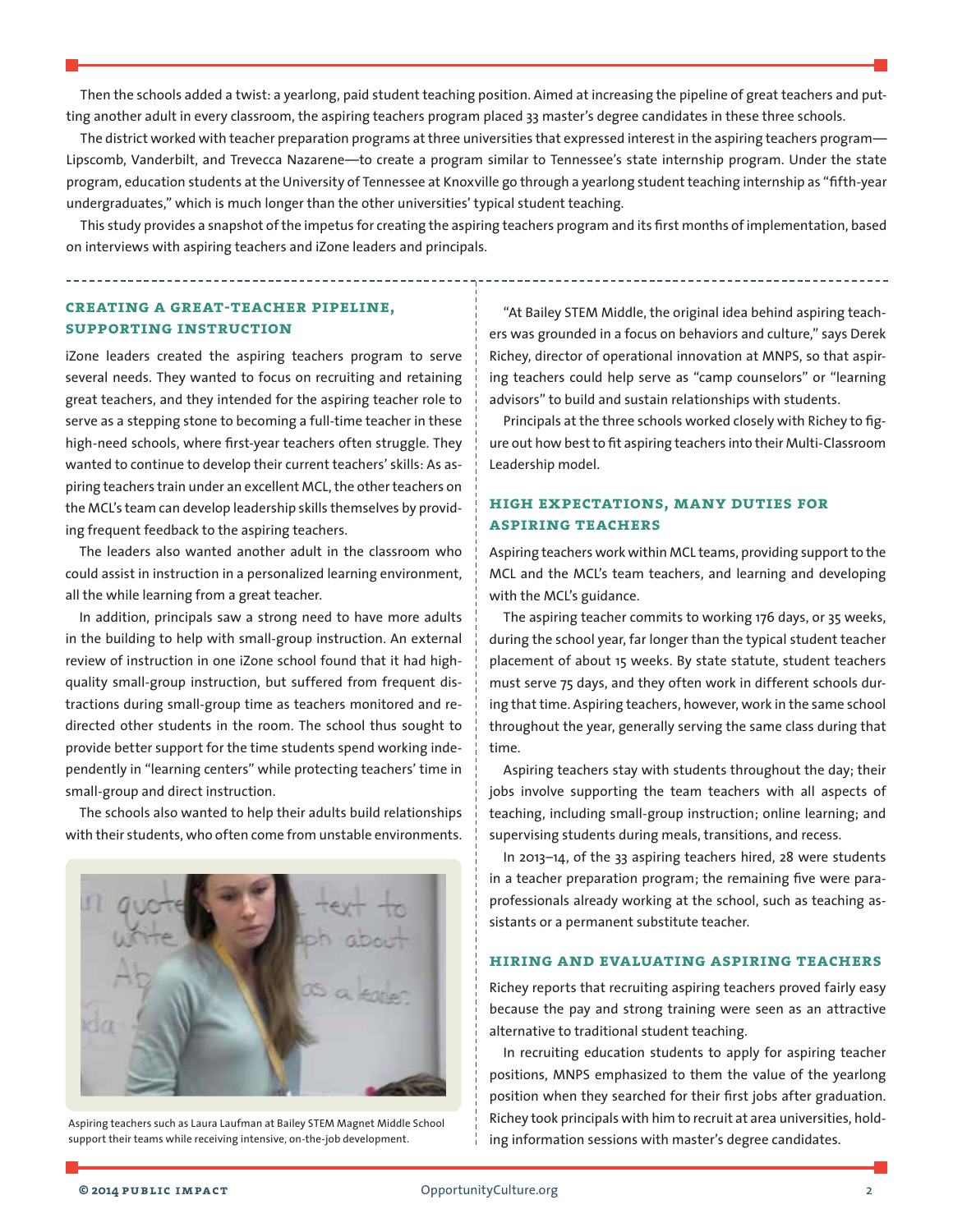Then the schools added a twist: a yearlong, paid student teaching position. Aimed at increasing the pipeline of great teachers and putting another adult in every classroom, the aspiring teachers program placed 33 master's degree candidates in these three schools.

The district worked with teacher preparation programs at three universities that expressed interest in the aspiring teachers program—Lipscomb, Vanderbilt, and Trevecca Nazarene—to create a program similar to Tennessee's state internship program. Under the state program, education students at the University of Tennessee at Knoxville go through a yearlong student teaching internship as "fifth-year undergraduates," which is much longer than the other universities' typical student teaching.

This study provides a snapshot of the impetus for creating the aspiring teachers program and its first months of implementation, based on interviews with aspiring teachers and iZone leaders and principals.

## CREATING A GREAT-TEACHER PIPELINE, SUPPORTING INSTRUCTION

iZone leaders created the aspiring teachers program to serve several needs. They wanted to focus on recruiting and retaining great teachers, and they intended for the aspiring teacher role to serve as a stepping stone to becoming a full-time teacher in these high-need schools, where first-year teachers often struggle. They wanted to continue to develop their current teachers' skills: As aspiring teachers train under an excellent MCL, the other teachers on the MCL's team can develop leadership skills themselves by providing frequent feedback to the aspiring teachers.

The leaders also wanted another adult in the classroom who could assist in instruction in a personalized learning environment, all the while learning from a great teacher.

In addition, principals saw a strong need to have more adults in the building to help with small-group instruction. An external review of instruction in one iZone school found that it had high-quality small-group instruction, but suffered from frequent distractions during small-group time as teachers monitored and redirected other students in the room. The school thus sought to provide better support for the time students spend working independently in "learning centers" while protecting teachers' time in small-group and direct instruction.

The schools also wanted to help their adults build relationships with their students, who often come from unstable environments.

Aspiring teachers such as Laura Laufman at Bailey STEM Magnet Middle School support their teams while receiving intensive, on-the-job development.

"At Bailey STEM Middle, the original idea behind aspiring teachers was grounded in a focus on behaviors and culture," says Derek Richey, director of operational innovation at MNPS, so that aspiring teachers could help serve as "camp counselors" or "learning advisors" to build and sustain relationships with students.

Principals at the three schools worked closely with Richey to figure out how best to fit aspiring teachers into their Multi-Classroom Leadership model.

## HIGH EXPECTATIONS, MANY DUTIES FOR ASPIRING TEACHERS

Aspiring teachers work within MCL teams, providing support to the MCL and the MCL's team teachers, and learning and developing with the MCL's guidance.

The aspiring teacher commits to working 176 days, or 35 weeks, during the school year, far longer than the typical student teacher placement of about 15 weeks. By state statute, student teachers must serve 75 days, and they often work in different schools during that time. Aspiring teachers, however, work in the same school throughout the year, generally serving the same class during that time.

Aspiring teachers stay with students throughout the day; their jobs involve supporting the team teachers with all aspects of teaching, including small-group instruction; online learning; and supervising students during meals, transitions, and recess.

In 2013–14, of the 33 aspiring teachers hired, 28 were students in a teacher preparation program; the remaining five were paraprofessionals already working at the school, such as teaching assistants or a permanent substitute teacher.

## HIRING AND EVALUATING ASPIRING TEACHERS

Richey reports that recruiting aspiring teachers proved fairly easy because the pay and strong training were seen as an attractive alternative to traditional student teaching.

In recruiting education students to apply for aspiring teacher positions, MNPS emphasized to them the value of the yearlong position when they searched for their first jobs after graduation. Richey took principals with him to recruit at area universities, holding information sessions with master's degree candidates.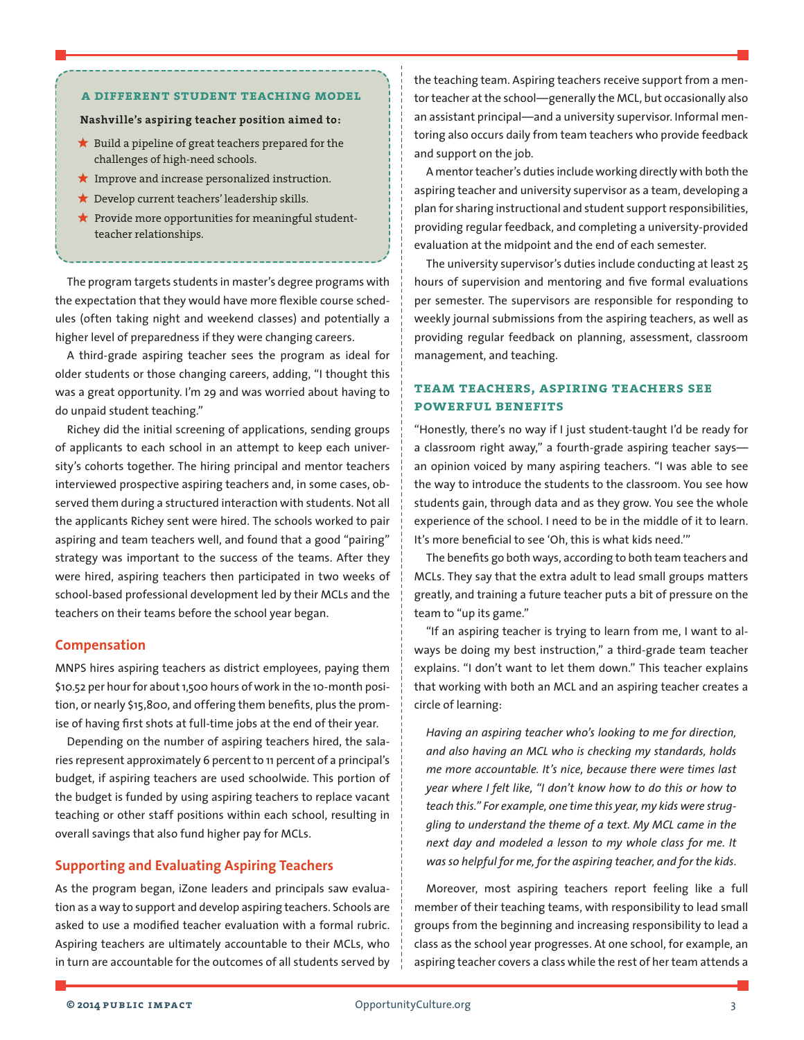### A DIFFERENT STUDENT TEACHING MODEL

**Nashville's aspiring teacher position aimed to:**

- Build a pipeline of great teachers prepared for the challenges of high-need schools.
- Improve and increase personalized instruction.
- Develop current teachers' leadership skills.
- Provide more opportunities for meaningful student-teacher relationships.

The program targets students in master's degree programs with the expectation that they would have more flexible course schedules (often taking night and weekend classes) and potentially a higher level of preparedness if they were changing careers.

A third-grade aspiring teacher sees the program as ideal for older students or those changing careers, adding, "I thought this was a great opportunity. I'm 29 and was worried about having to do unpaid student teaching."

Richey did the initial screening of applications, sending groups of applicants to each school in an attempt to keep each university's cohorts together. The hiring principal and mentor teachers interviewed prospective aspiring teachers and, in some cases, observed them during a structured interaction with students. Not all the applicants Richey sent were hired. The schools worked to pair aspiring and team teachers well, and found that a good "pairing" strategy was important to the success of the teams. After they were hired, aspiring teachers then participated in two weeks of school-based professional development led by their MCLs and the teachers on their teams before the school year began.

## Compensation

MNPS hires aspiring teachers as district employees, paying them $10.52 per hour for about 1,500 hours of work in the 10-month position, or nearly $15,800, and offering them benefits, plus the promise of having first shots at full-time jobs at the end of their year.

Depending on the number of aspiring teachers hired, the salaries represent approximately 6 percent to 11 percent of a principal's budget, if aspiring teachers are used schoolwide. This portion of the budget is funded by using aspiring teachers to replace vacant teaching or other staff positions within each school, resulting in overall savings that also fund higher pay for MCLs.

## Supporting and Evaluating Aspiring Teachers

As the program began, iZone leaders and principals saw evaluation as a way to support and develop aspiring teachers. Schools are asked to use a modified teacher evaluation with a formal rubric. Aspiring teachers are ultimately accountable to their MCLs, who in turn are accountable for the outcomes of all students served by the teaching team. Aspiring teachers receive support from a mentor teacher at the school—generally the MCL, but occasionally also an assistant principal—and a university supervisor. Informal mentoring also occurs daily from team teachers who provide feedback and support on the job.

A mentor teacher's duties include working directly with both the aspiring teacher and university supervisor as a team, developing a plan for sharing instructional and student support responsibilities, providing regular feedback, and completing a university-provided evaluation at the midpoint and the end of each semester.

The university supervisor's duties include conducting at least 25 hours of supervision and mentoring and five formal evaluations per semester. The supervisors are responsible for responding to weekly journal submissions from the aspiring teachers, as well as providing regular feedback on planning, assessment, classroom management, and teaching.

### TEAM TEACHERS, ASPIRING TEACHERS SEE POWERFUL BENEFITS

"Honestly, there's no way if I just student-taught I'd be ready for a classroom right away," a fourth-grade aspiring teacher says—an opinion voiced by many aspiring teachers. "I was able to see the way to introduce the students to the classroom. You see how students gain, through data and as they grow. You see the whole experience of the school. I need to be in the middle of it to learn. It's more beneficial to see 'Oh, this is what kids need.'"

The benefits go both ways, according to both team teachers and MCLs. They say that the extra adult to lead small groups matters greatly, and training a future teacher puts a bit of pressure on the team to "up its game."

"If an aspiring teacher is trying to learn from me, I want to always be doing my best instruction," a third-grade team teacher explains. "I don't want to let them down." This teacher explains that working with both an MCL and an aspiring teacher creates a circle of learning:

> *Having an aspiring teacher who's looking to me for direction, and also having an MCL who is checking my standards, holds me more accountable. It's nice, because there were times last year where I felt like, "I don't know how to do this or how to teach this." For example, one time this year, my kids were struggling to understand the theme of a text. My MCL came in the next day and modeled a lesson to my whole class for me. It was so helpful for me, for the aspiring teacher, and for the kids.*

Moreover, most aspiring teachers report feeling like a full member of their teaching teams, with responsibility to lead small groups from the beginning and increasing responsibility to lead a class as the school year progresses. At one school, for example, an aspiring teacher covers a class while the rest of her team attends a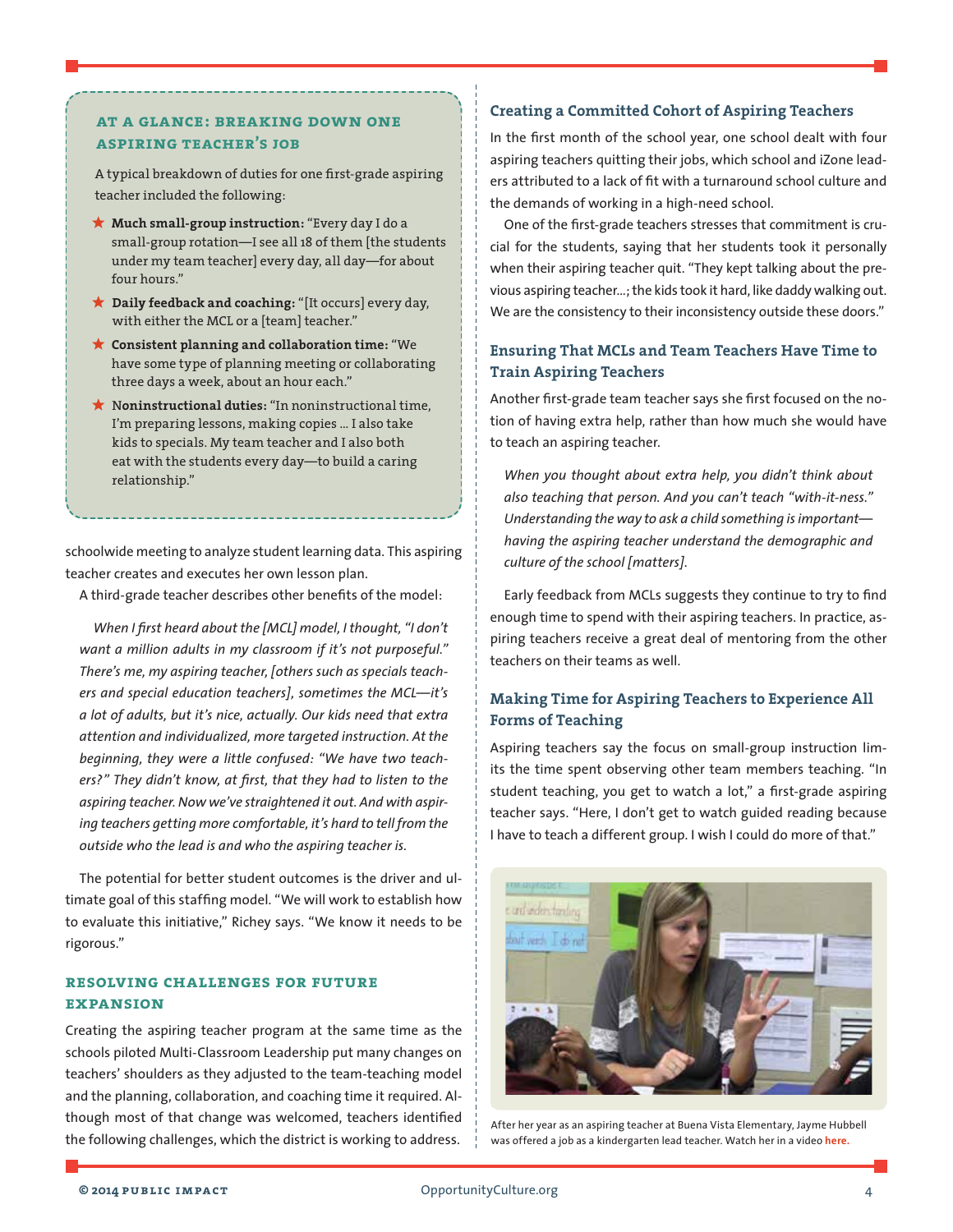### At a Glance: Breaking Down One Aspiring Teacher's Job

A typical breakdown of duties for one first-grade aspiring teacher included the following:

- **Much small-group instruction:** "Every day I do a small-group rotation—I see all 18 of them [the students under my team teacher] every day, all day—for about four hours."
- **Daily feedback and coaching:** "[It occurs] every day, with either the MCL or a [team] teacher."
- **Consistent planning and collaboration time:** "We have some type of planning meeting or collaborating three days a week, about an hour each."
- **Noninstructional duties:** "In noninstructional time, I'm preparing lessons, making copies ... I also take kids to specials. My team teacher and I also both eat with the students every day—to build a caring relationship."

schoolwide meeting to analyze student learning data. This aspiring teacher creates and executes her own lesson plan.

A third-grade teacher describes other benefits of the model:

> *When I first heard about the [MCL] model, I thought, "I don't want a million adults in my classroom if it's not purposeful." There's me, my aspiring teacher, [others such as specials teachers and special education teachers], sometimes the MCL—it's a lot of adults, but it's nice, actually. Our kids need that extra attention and individualized, more targeted instruction. At the beginning, they were a little confused: "We have two teachers?" They didn't know, at first, that they had to listen to the aspiring teacher. Now we've straightened it out. And with aspiring teachers getting more comfortable, it's hard to tell from the outside who the lead is and who the aspiring teacher is.*

The potential for better student outcomes is the driver and ultimate goal of this staffing model. "We will work to establish how to evaluate this initiative," Richey says. "We know it needs to be rigorous."

## Resolving Challenges for Future Expansion

Creating the aspiring teacher program at the same time as the schools piloted Multi-Classroom Leadership put many changes on teachers' shoulders as they adjusted to the team-teaching model and the planning, collaboration, and coaching time it required. Although most of that change was welcomed, teachers identified the following challenges, which the district is working to address.

### Creating a Committed Cohort of Aspiring Teachers

In the first month of the school year, one school dealt with four aspiring teachers quitting their jobs, which school and iZone leaders attributed to a lack of fit with a turnaround school culture and the demands of working in a high-need school.

One of the first-grade teachers stresses that commitment is crucial for the students, saying that her students took it personally when their aspiring teacher quit. "They kept talking about the previous aspiring teacher...; the kids took it hard, like daddy walking out. We are the consistency to their inconsistency outside these doors."

### Ensuring That MCLs and Team Teachers Have Time to Train Aspiring Teachers

Another first-grade team teacher says she first focused on the notion of having extra help, rather than how much she would have to teach an aspiring teacher.

> *When you thought about extra help, you didn't think about also teaching that person. And you can't teach "with-it-ness." Understanding the way to ask a child something is important—having the aspiring teacher understand the demographic and culture of the school [matters].*

Early feedback from MCLs suggests they continue to try to find enough time to spend with their aspiring teachers. In practice, aspiring teachers receive a great deal of mentoring from the other teachers on their teams as well.

### Making Time for Aspiring Teachers to Experience All Forms of Teaching

Aspiring teachers say the focus on small-group instruction limits the time spent observing other team members teaching. "In student teaching, you get to watch a lot," a first-grade aspiring teacher says. "Here, I don't get to watch guided reading because I have to teach a different group. I wish I could do more of that."

After her year as an aspiring teacher at Buena Vista Elementary, Jayme Hubbell was offered a job as a kindergarten lead teacher. Watch her in a video **here.**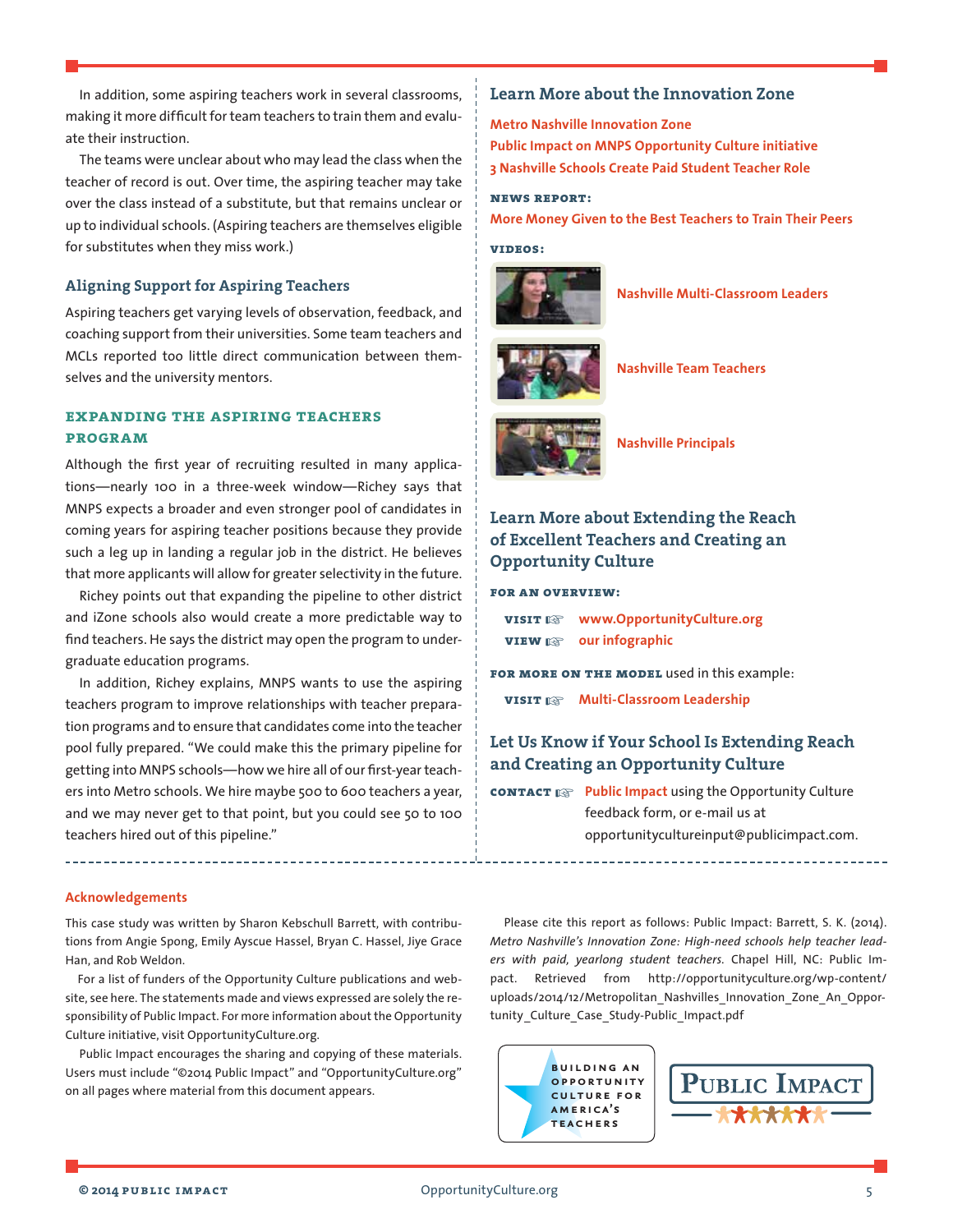In addition, some aspiring teachers work in several classrooms, making it more difficult for team teachers to train them and evaluate their instruction.

The teams were unclear about who may lead the class when the teacher of record is out. Over time, the aspiring teacher may take over the class instead of a substitute, but that remains unclear or up to individual schools. (Aspiring teachers are themselves eligible for substitutes when they miss work.)

### Aligning Support for Aspiring Teachers

Aspiring teachers get varying levels of observation, feedback, and coaching support from their universities. Some team teachers and MCLs reported too little direct communication between themselves and the university mentors.

## EXPANDING THE ASPIRING TEACHERS PROGRAM

Although the first year of recruiting resulted in many applications—nearly 100 in a three-week window—Richey says that MNPS expects a broader and even stronger pool of candidates in coming years for aspiring teacher positions because they provide such a leg up in landing a regular job in the district. He believes that more applicants will allow for greater selectivity in the future.

Richey points out that expanding the pipeline to other district and iZone schools also would create a more predictable way to find teachers. He says the district may open the program to undergraduate education programs.

In addition, Richey explains, MNPS wants to use the aspiring teachers program to improve relationships with teacher preparation programs and to ensure that candidates come into the teacher pool fully prepared. "We could make this the primary pipeline for getting into MNPS schools—how we hire all of our first-year teachers into Metro schools. We hire maybe 500 to 600 teachers a year, and we may never get to that point, but you could see 50 to 100 teachers hired out of this pipeline."

### Learn More about the Innovation Zone

**Metro Nashville Innovation Zone**
**Public Impact on MNPS Opportunity Culture initiative**
**3 Nashville Schools Create Paid Student Teacher Role**

**NEWS REPORT:**
**More Money Given to the Best Teachers to Train Their Peers**

**VIDEOS:**

**Nashville Multi-Classroom Leaders**

**Nashville Team Teachers**

**Nashville Principals**

### Learn More about Extending the Reach of Excellent Teachers and Creating an Opportunity Culture

**FOR AN OVERVIEW:**

**VISIT** ☞ **www.OpportunityCulture.org**
**VIEW** ☞ **our infographic**

**FOR MORE ON THE MODEL** used in this example:

**VISIT** ☞ **Multi-Classroom Leadership**

### Let Us Know if Your School Is Extending Reach and Creating an Opportunity Culture

**CONTACT** ☞ **Public Impact** using the Opportunity Culture feedback form, or e-mail us at opportunitycultureinput@publicimpact.com.

---

**Acknowledgements**

This case study was written by Sharon Kebschull Barrett, with contributions from Angie Spong, Emily Ayscue Hassel, Bryan C. Hassel, Jiye Grace Han, and Rob Weldon.

For a list of funders of the Opportunity Culture publications and website, see here. The statements made and views expressed are solely the responsibility of Public Impact. For more information about the Opportunity Culture initiative, visit OpportunityCulture.org.

Public Impact encourages the sharing and copying of these materials. Users must include "©2014 Public Impact" and "OpportunityCulture.org" on all pages where material from this document appears.

Please cite this report as follows: Public Impact: Barrett, S. K. (2014). *Metro Nashville's Innovation Zone: High-need schools help teacher leaders with paid, yearlong student teachers.* Chapel Hill, NC: Public Impact. Retrieved from http://opportunityculture.org/wp-content/uploads/2014/12/Metropolitan_Nashvilles_Innovation_Zone_An_Opportunity_Culture_Case_Study-Public_Impact.pdf

BUILDING AN OPPORTUNITY CULTURE FOR AMERICA'S TEACHERS

PUBLIC IMPACT